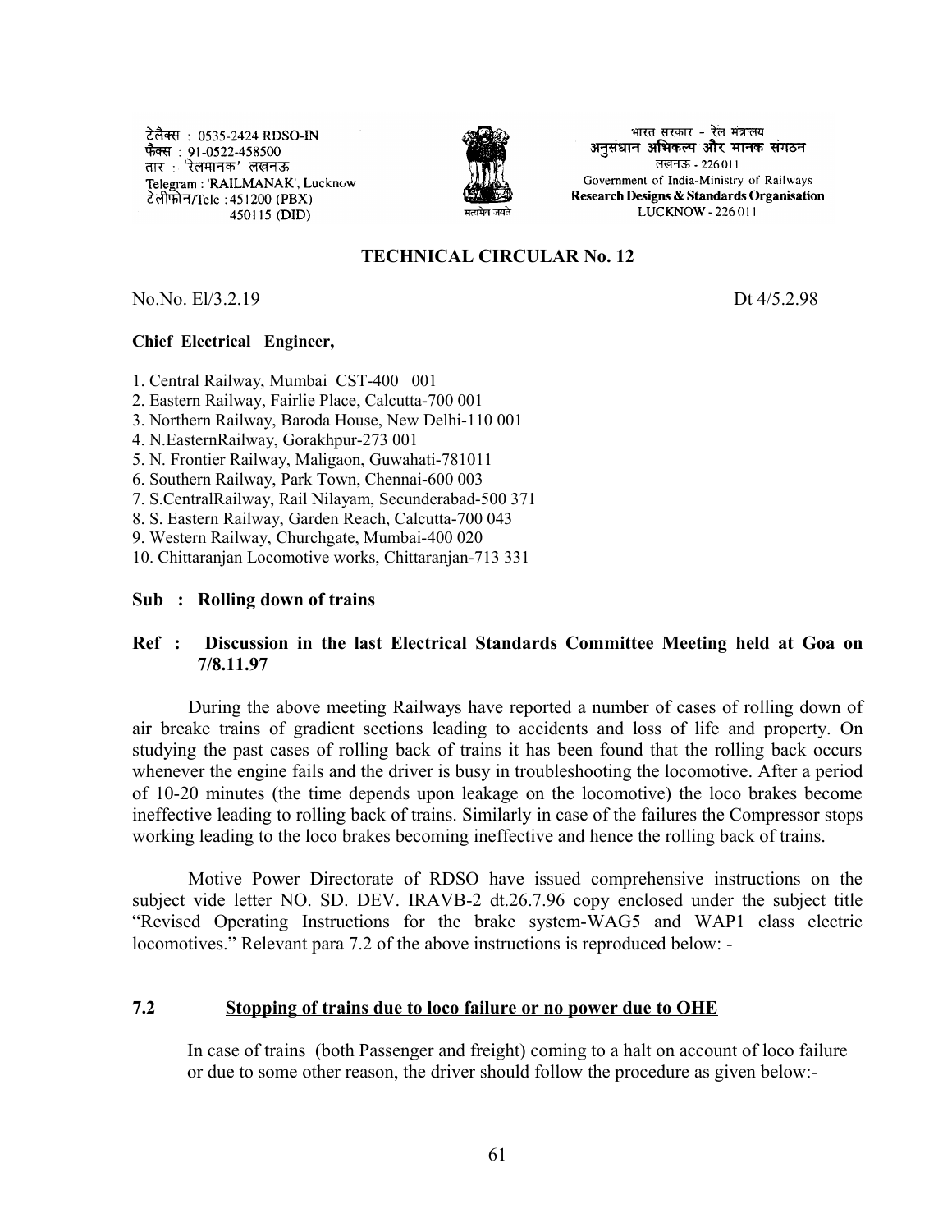टेलैक्स : 0535-2424 RDSO-IN
फैक्स : 91-0522-458500
तार : 'रेलमानक' लखनऊ
Telegram : 'RAILMANAK', Lucknow
टेलीफोन/Tele : 451200 (PBX)
450115 (DID)

भारत सरकार - रेल मंत्रालय
अनुसंधान अभिकल्प और मानक संगठन
लखनऊ - 226011
Government of India-Ministry of Railways
Research Designs & Standards Organisation
LUCKNOW - 226011

## TECHNICAL CIRCULAR No. 12

No.No. El/3.2.19 Dt 4/5.2.98

**Chief Electrical Engineer,**

1. Central Railway, Mumbai CST-400 001
2. Eastern Railway, Fairlie Place, Calcutta-700 001
3. Northern Railway, Baroda House, New Delhi-110 001
4. N.EasternRailway, Gorakhpur-273 001
5. N. Frontier Railway, Maligaon, Guwahati-781011
6. Southern Railway, Park Town, Chennai-600 003
7. S.CentralRailway, Rail Nilayam, Secunderabad-500 371
8. S. Eastern Railway, Garden Reach, Calcutta-700 043
9. Western Railway, Churchgate, Mumbai-400 020
10. Chittaranjan Locomotive works, Chittaranjan-713 331

**Sub : Rolling down of trains**

**Ref : Discussion in the last Electrical Standards Committee Meeting held at Goa on 7/8.11.97**

During the above meeting Railways have reported a number of cases of rolling down of air breake trains of gradient sections leading to accidents and loss of life and property. On studying the past cases of rolling back of trains it has been found that the rolling back occurs whenever the engine fails and the driver is busy in troubleshooting the locomotive. After a period of 10-20 minutes (the time depends upon leakage on the locomotive) the loco brakes become ineffective leading to rolling back of trains. Similarly in case of the failures the Compressor stops working leading to the loco brakes becoming ineffective and hence the rolling back of trains.

Motive Power Directorate of RDSO have issued comprehensive instructions on the subject vide letter NO. SD. DEV. IRAVB-2 dt.26.7.96 copy enclosed under the subject title "Revised Operating Instructions for the brake system-WAG5 and WAP1 class electric locomotives." Relevant para 7.2 of the above instructions is reproduced below: -

### 7.2 Stopping of trains due to loco failure or no power due to OHE

In case of trains (both Passenger and freight) coming to a halt on account of loco failure or due to some other reason, the driver should follow the procedure as given below:-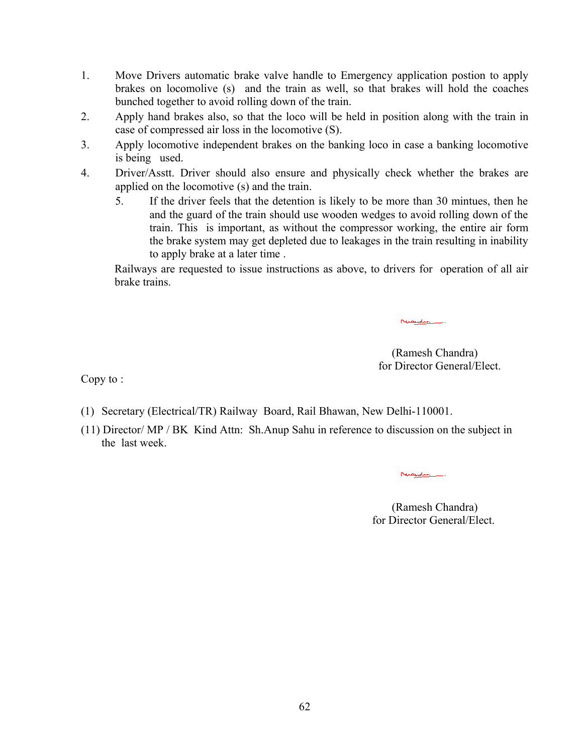1. Move Drivers automatic brake valve handle to Emergency application postion to apply brakes on locomolive (s) and the train as well, so that brakes will hold the coaches bunched together to avoid rolling down of the train.
2. Apply hand brakes also, so that the loco will be held in position along with the train in case of compressed air loss in the locomotive (S).
3. Apply locomotive independent brakes on the banking loco in case a banking locomotive is being used.
4. Driver/Asstt. Driver should also ensure and physically check whether the brakes are applied on the locomotive (s) and the train.
   5. If the driver feels that the detention is likely to be more than 30 mintues, then he and the guard of the train should use wooden wedges to avoid rolling down of the train. This is important, as without the compressor working, the entire air form the brake system may get depleted due to leakages in the train resulting in inability to apply brake at a later time .

Railways are requested to issue instructions as above, to drivers for operation of all air brake trains.

(Ramesh Chandra)
for Director General/Elect.

Copy to :

(1) Secretary (Electrical/TR) Railway Board, Rail Bhawan, New Delhi-110001.

(11) Director/ MP / BK Kind Attn: Sh.Anup Sahu in reference to discussion on the subject in the last week.

(Ramesh Chandra)
for Director General/Elect.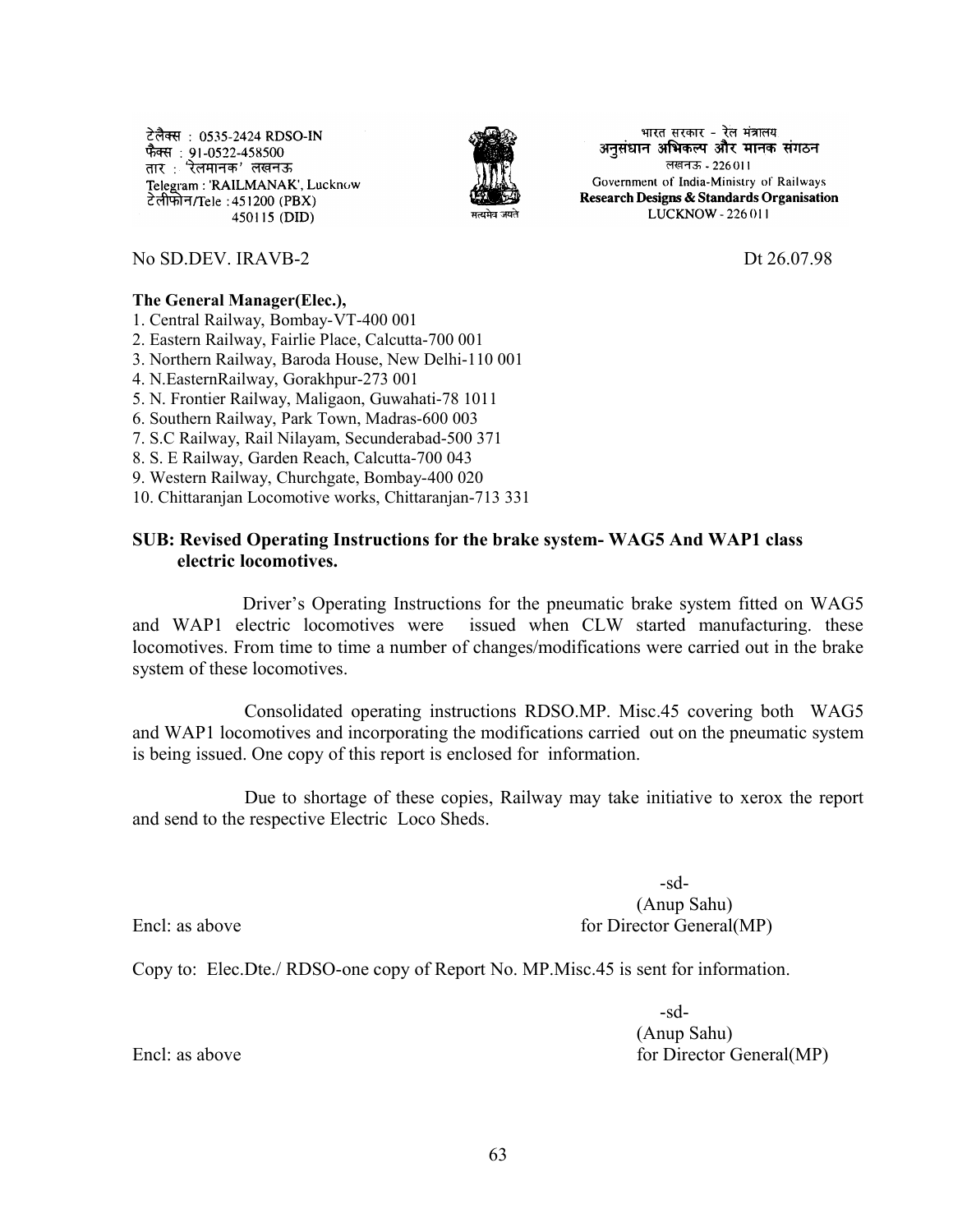टेलैक्स : 0535-2424 RDSO-IN
फैक्स : 91-0522-458500
तार : 'रेलमानक' लखनऊ
Telegram : 'RAILMANAK', Lucknow
टेलीफोन/Tele : 451200 (PBX)
450115 (DID)

सत्यमेव जयते

भारत सरकार - रेल मंत्रालय
अनुसंधान अभिकल्प और मानक संगठन
लखनऊ - 226011
Government of India-Ministry of Railways
Research Designs & Standards Organisation
LUCKNOW - 226011

No SD.DEV. IRAVB-2 Dt 26.07.98

**The General Manager(Elec.),**

1. Central Railway, Bombay-VT-400 001
2. Eastern Railway, Fairlie Place, Calcutta-700 001
3. Northern Railway, Baroda House, New Delhi-110 001
4. N.EasternRailway, Gorakhpur-273 001
5. N. Frontier Railway, Maligaon, Guwahati-78 1011
6. Southern Railway, Park Town, Madras-600 003
7. S.C Railway, Rail Nilayam, Secunderabad-500 371
8. S. E Railway, Garden Reach, Calcutta-700 043
9. Western Railway, Churchgate, Bombay-400 020
10. Chittaranjan Locomotive works, Chittaranjan-713 331

**SUB: Revised Operating Instructions for the brake system- WAG5 And WAP1 class electric locomotives.**

Driver's Operating Instructions for the pneumatic brake system fitted on WAG5 and WAP1 electric locomotives were issued when CLW started manufacturing. these locomotives. From time to time a number of changes/modifications were carried out in the brake system of these locomotives.

Consolidated operating instructions RDSO.MP. Misc.45 covering both WAG5 and WAP1 locomotives and incorporating the modifications carried out on the pneumatic system is being issued. One copy of this report is enclosed for information.

Due to shortage of these copies, Railway may take initiative to xerox the report and send to the respective Electric Loco Sheds.

-sd-
(Anup Sahu)
for Director General(MP)

Encl: as above

Copy to: Elec.Dte./ RDSO-one copy of Report No. MP.Misc.45 is sent for information.

-sd-
(Anup Sahu)
for Director General(MP)

Encl: as above